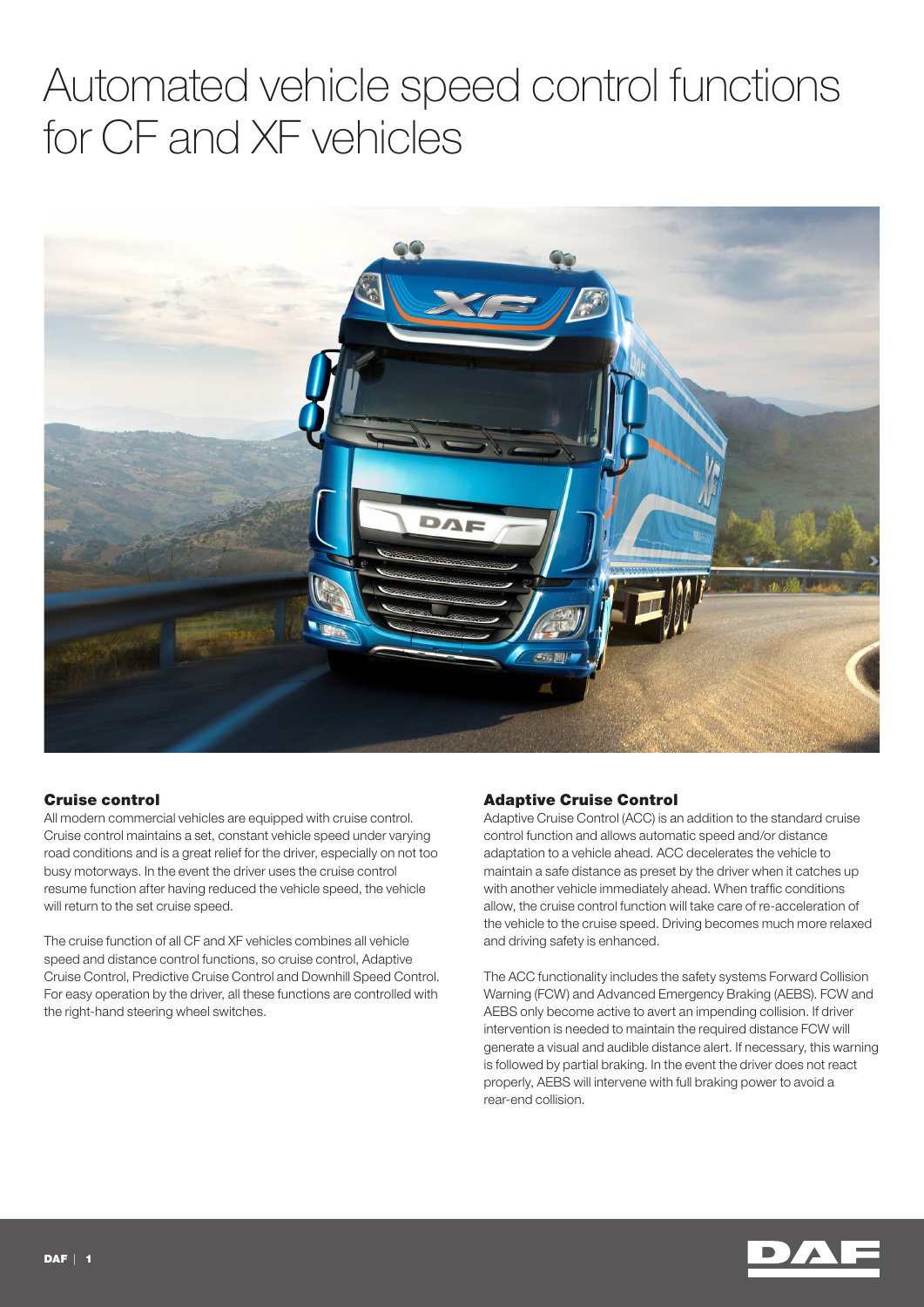# Automated vehicle speed control functions for CF and XF vehicles

## Cruise control

All modern commercial vehicles are equipped with cruise control. Cruise control maintains a set, constant vehicle speed under varying road conditions and is a great relief for the driver, especially on not too busy motorways. In the event the driver uses the cruise control resume function after having reduced the vehicle speed, the vehicle will return to the set cruise speed.

The cruise function of all CF and XF vehicles combines all vehicle speed and distance control functions, so cruise control, Adaptive Cruise Control, Predictive Cruise Control and Downhill Speed Control. For easy operation by the driver, all these functions are controlled with the right-hand steering wheel switches.

## Adaptive Cruise Control

Adaptive Cruise Control (ACC) is an addition to the standard cruise control function and allows automatic speed and/or distance adaptation to a vehicle ahead. ACC decelerates the vehicle to maintain a safe distance as preset by the driver when it catches up with another vehicle immediately ahead. When traffic conditions allow, the cruise control function will take care of re-acceleration of the vehicle to the cruise speed. Driving becomes much more relaxed and driving safety is enhanced.

The ACC functionality includes the safety systems Forward Collision Warning (FCW) and Advanced Emergency Braking (AEBS). FCW and AEBS only become active to avert an impending collision. If driver intervention is needed to maintain the required distance FCW will generate a visual and audible distance alert. If necessary, this warning is followed by partial braking. In the event the driver does not react properly, AEBS will intervene with full braking power to avoid a rear-end collision.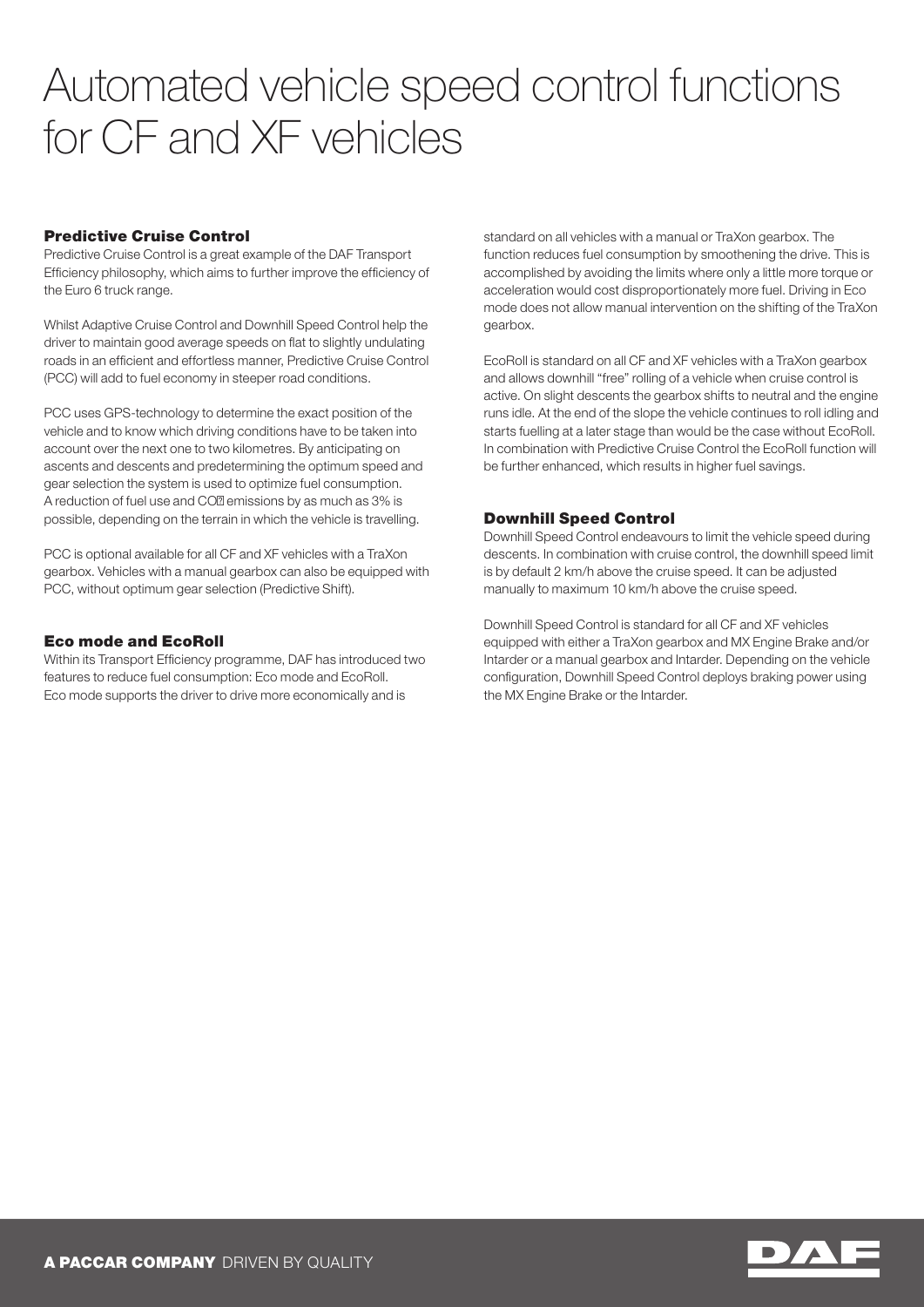# Automated vehicle speed control functions for CF and XF vehicles

## Predictive Cruise Control

Predictive Cruise Control is a great example of the DAF Transport Efficiency philosophy, which aims to further improve the efficiency of the Euro 6 truck range.

Whilst Adaptive Cruise Control and Downhill Speed Control help the driver to maintain good average speeds on flat to slightly undulating roads in an efficient and effortless manner, Predictive Cruise Control (PCC) will add to fuel economy in steeper road conditions.

PCC uses GPS-technology to determine the exact position of the vehicle and to know which driving conditions have to be taken into account over the next one to two kilometres. By anticipating on ascents and descents and predetermining the optimum speed and gear selection the system is used to optimize fuel consumption. A reduction of fuel use and $CO_2$ emissions by as much as 3% is possible, depending on the terrain in which the vehicle is travelling.

PCC is optional available for all CF and XF vehicles with a TraXon gearbox. Vehicles with a manual gearbox can also be equipped with PCC, without optimum gear selection (Predictive Shift).

## Eco mode and EcoRoll

Within its Transport Efficiency programme, DAF has introduced two features to reduce fuel consumption: Eco mode and EcoRoll. Eco mode supports the driver to drive more economically and is standard on all vehicles with a manual or TraXon gearbox. The function reduces fuel consumption by smoothening the drive. This is accomplished by avoiding the limits where only a little more torque or acceleration would cost disproportionately more fuel. Driving in Eco mode does not allow manual intervention on the shifting of the TraXon gearbox.

EcoRoll is standard on all CF and XF vehicles with a TraXon gearbox and allows downhill "free" rolling of a vehicle when cruise control is active. On slight descents the gearbox shifts to neutral and the engine runs idle. At the end of the slope the vehicle continues to roll idling and starts fuelling at a later stage than would be the case without EcoRoll. In combination with Predictive Cruise Control the EcoRoll function will be further enhanced, which results in higher fuel savings.

## Downhill Speed Control

Downhill Speed Control endeavours to limit the vehicle speed during descents. In combination with cruise control, the downhill speed limit is by default 2 km/h above the cruise speed. It can be adjusted manually to maximum 10 km/h above the cruise speed.

Downhill Speed Control is standard for all CF and XF vehicles equipped with either a TraXon gearbox and MX Engine Brake and/or Intarder or a manual gearbox and Intarder. Depending on the vehicle configuration, Downhill Speed Control deploys braking power using the MX Engine Brake or the Intarder.

**A PACCAR COMPANY** DRIVEN BY QUALITY